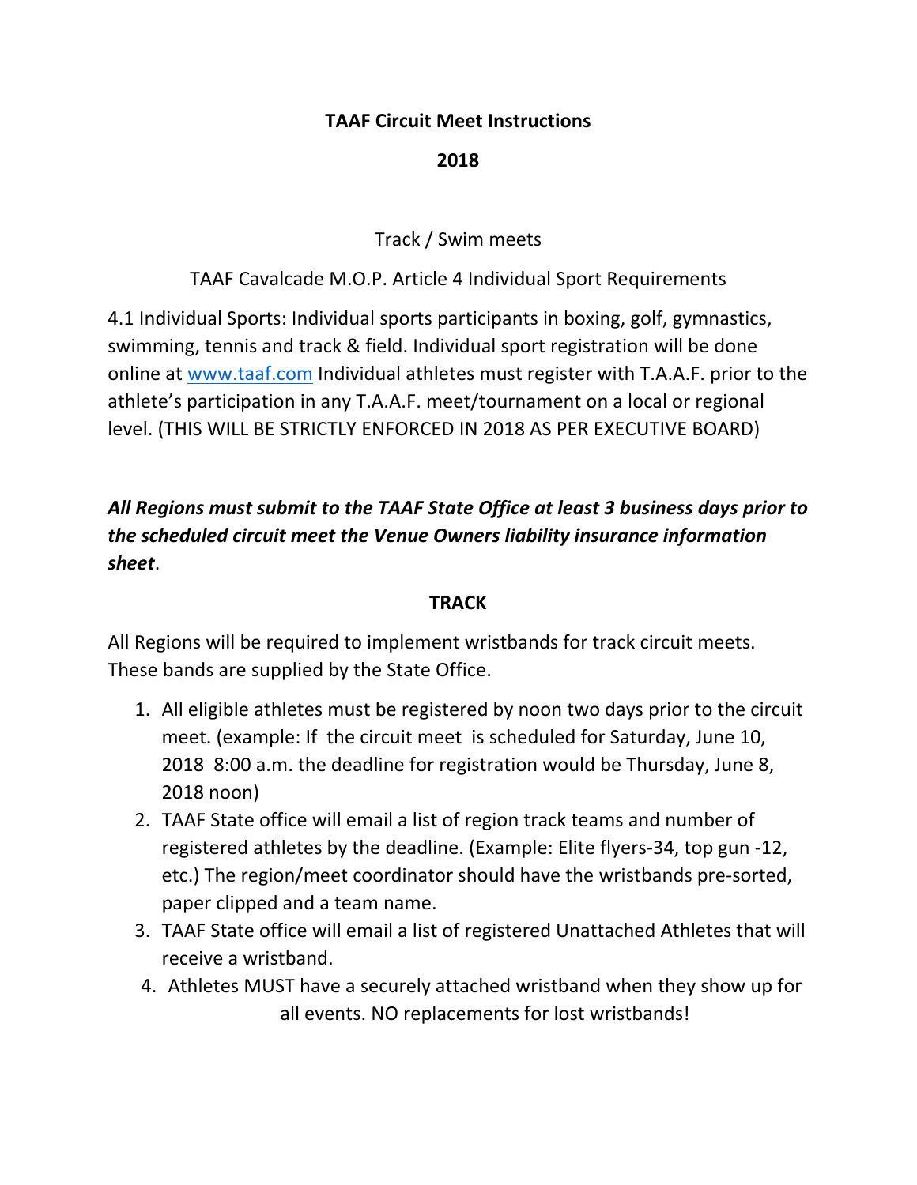# TAAF Circuit Meet Instructions

## 2018

Track / Swim meets

TAAF Cavalcade M.O.P. Article 4 Individual Sport Requirements

4.1 Individual Sports: Individual sports participants in boxing, golf, gymnastics, swimming, tennis and track & field. Individual sport registration will be done online at www.taaf.com Individual athletes must register with T.A.A.F. prior to the athlete's participation in any T.A.A.F. meet/tournament on a local or regional level. (THIS WILL BE STRICTLY ENFORCED IN 2018 AS PER EXECUTIVE BOARD)

***All Regions must submit to the TAAF State Office at least 3 business days prior to the scheduled circuit meet the Venue Owners liability insurance information sheet***.

### TRACK

All Regions will be required to implement wristbands for track circuit meets. These bands are supplied by the State Office.

1. All eligible athletes must be registered by noon two days prior to the circuit meet. (example: If the circuit meet is scheduled for Saturday, June 10, 2018 8:00 a.m. the deadline for registration would be Thursday, June 8, 2018 noon)
2. TAAF State office will email a list of region track teams and number of registered athletes by the deadline. (Example: Elite flyers-34, top gun -12, etc.) The region/meet coordinator should have the wristbands pre-sorted, paper clipped and a team name.
3. TAAF State office will email a list of registered Unattached Athletes that will receive a wristband.
4. Athletes MUST have a securely attached wristband when they show up for all events. NO replacements for lost wristbands!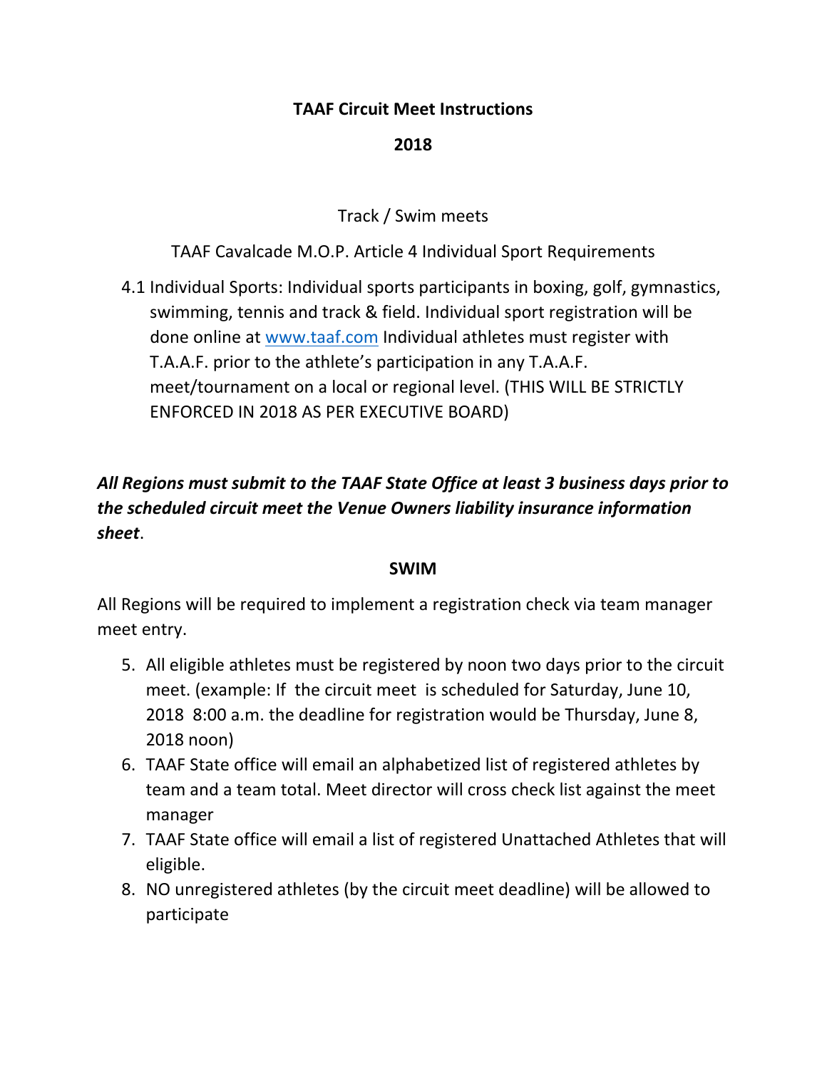**TAAF Circuit Meet Instructions**

**2018**

Track / Swim meets

TAAF Cavalcade M.O.P. Article 4 Individual Sport Requirements

4.1 Individual Sports: Individual sports participants in boxing, golf, gymnastics, swimming, tennis and track & field. Individual sport registration will be done online at www.taaf.com Individual athletes must register with T.A.A.F. prior to the athlete's participation in any T.A.A.F. meet/tournament on a local or regional level. (THIS WILL BE STRICTLY ENFORCED IN 2018 AS PER EXECUTIVE BOARD)

***All Regions must submit to the TAAF State Office at least 3 business days prior to the scheduled circuit meet the Venue Owners liability insurance information sheet***.

**SWIM**

All Regions will be required to implement a registration check via team manager meet entry.

5. All eligible athletes must be registered by noon two days prior to the circuit meet. (example: If the circuit meet is scheduled for Saturday, June 10, 2018 8:00 a.m. the deadline for registration would be Thursday, June 8, 2018 noon)
6. TAAF State office will email an alphabetized list of registered athletes by team and a team total. Meet director will cross check list against the meet manager
7. TAAF State office will email a list of registered Unattached Athletes that will eligible.
8. NO unregistered athletes (by the circuit meet deadline) will be allowed to participate